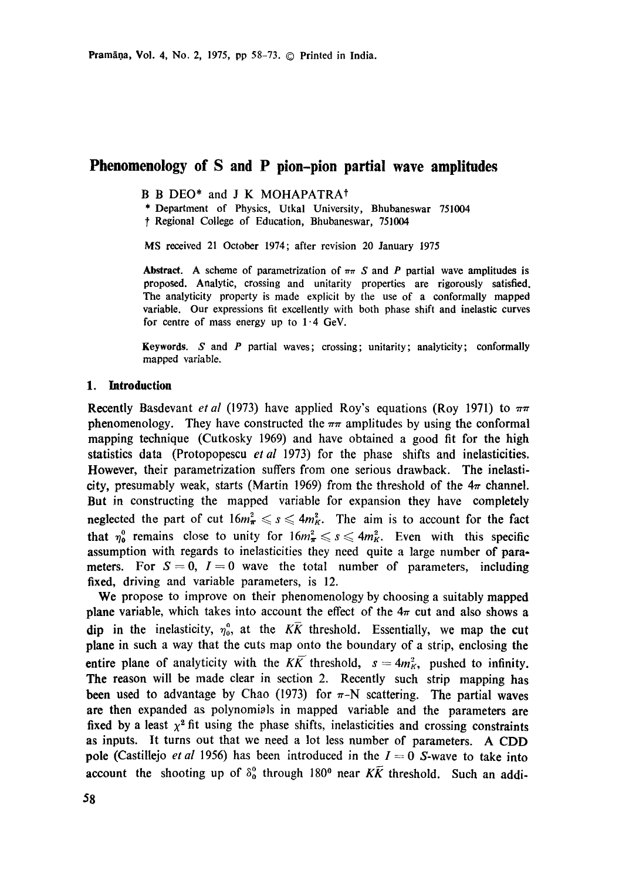# Phenomenology of S and P pion–pion partial wave amplitudes

B B DEO* and J K MOHAPATRA†

\* Department of Physics, Utkal University, Bhubaneswar 751004

† Regional College of Education, Bhubaneswar, 751004

MS received 21 October 1974; after revision 20 January 1975

**Abstract.** A scheme of parametrization of $\pi\pi$ $S$ and $P$ partial wave amplitudes is proposed. Analytic, crossing and unitarity properties are rigorously satisfied. The analyticity property is made explicit by the use of a conformally mapped variable. Our expressions fit excellently with both phase shift and inelastic curves for centre of mass energy up to 1·4 GeV.

**Keywords.** $S$ and $P$ partial waves; crossing; unitarity; analyticity; conformally mapped variable.

## 1. Introduction

Recently Basdevant *et al* (1973) have applied Roy's equations (Roy 1971) to $\pi\pi$ phenomenology. They have constructed the $\pi\pi$ amplitudes by using the conformal mapping technique (Cutkosky 1969) and have obtained a good fit for the high statistics data (Protopopescu *et al* 1973) for the phase shifts and inelasticities. However, their parametrization suffers from one serious drawback. The inelasticity, presumably weak, starts (Martin 1969) from the threshold of the $4\pi$ channel. But in constructing the mapped variable for expansion they have completely neglected the part of cut $16m_\pi^2 \leqslant s \leqslant 4m_K^2$. The aim is to account for the fact that $\eta_0^0$ remains close to unity for $16m_\pi^2 \leqslant s \leqslant 4m_K^2$. Even with this specific assumption with regards to inelasticities they need quite a large number of parameters. For $S = 0$, $I = 0$ wave the total number of parameters, including fixed, driving and variable parameters, is 12.

We propose to improve on their phenomenology by choosing a suitably mapped plane variable, which takes into account the effect of the $4\pi$ cut and also shows a dip in the inelasticity, $\eta_0^0$, at the $K\bar{K}$ threshold. Essentially, we map the cut plane in such a way that the cuts map onto the boundary of a strip, enclosing the entire plane of analyticity with the $K\bar{K}$ threshold, $s = 4m_K^2$, pushed to infinity. The reason will be made clear in section 2. Recently such strip mapping has been used to advantage by Chao (1973) for $\pi$-N scattering. The partial waves are then expanded as polynomials in mapped variable and the parameters are fixed by a least $\chi^2$ fit using the phase shifts, inelasticities and crossing constraints as inputs. It turns out that we need a lot less number of parameters. A CDD pole (Castillejo *et al* 1956) has been introduced in the $I = 0$ $S$-wave to take into account the shooting up of $\delta_0^0$ through 180° near $K\bar{K}$ threshold. Such an addi-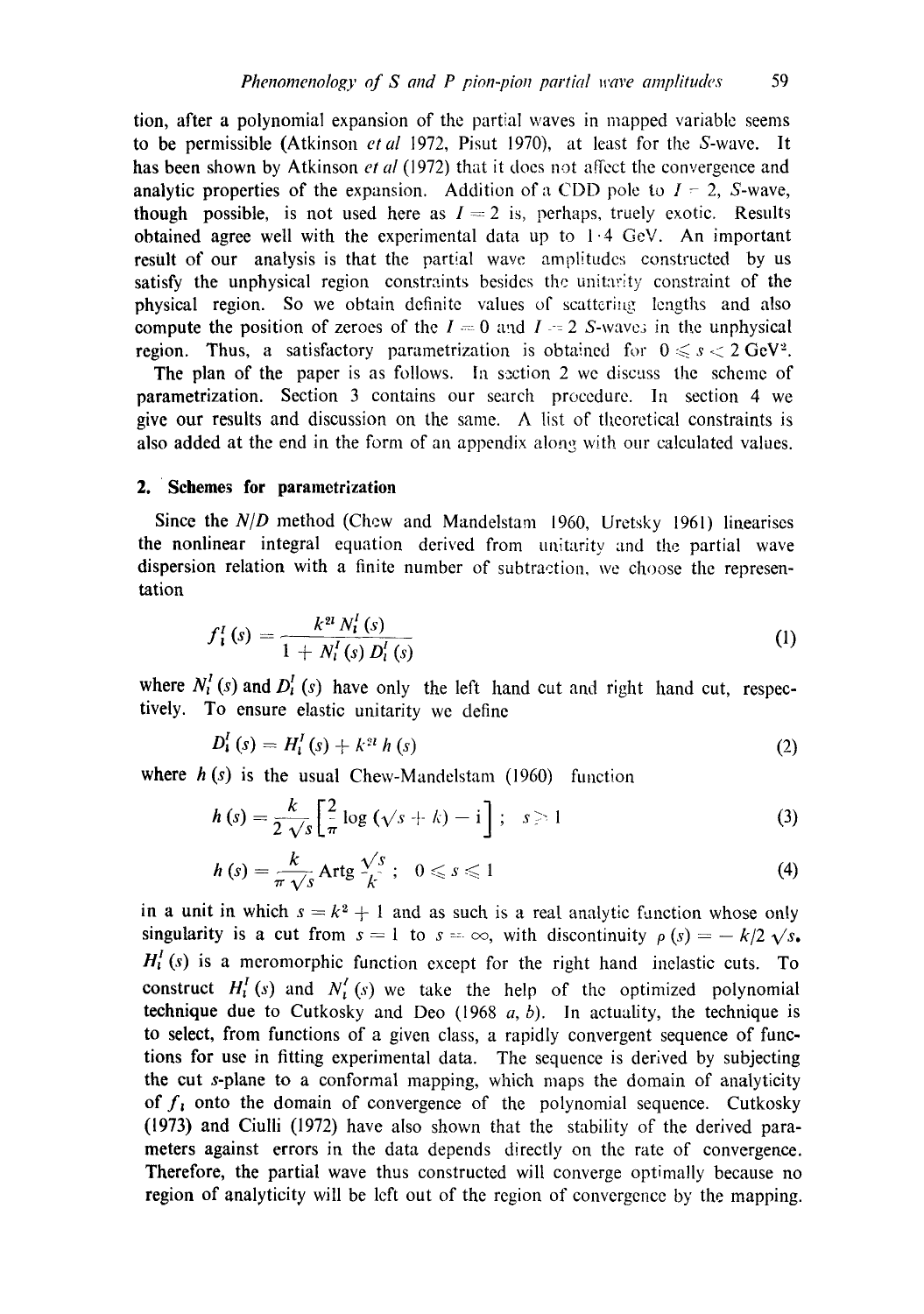tion, after a polynomial expansion of the partial waves in mapped variable seems to be permissible (Atkinson *et al* 1972, Pisut 1970), at least for the *S*-wave. It has been shown by Atkinson *et al* (1972) that it does not affect the convergence and analytic properties of the expansion. Addition of a CDD pole to $I = 2$, *S*-wave, though possible, is not used here as $I = 2$ is, perhaps, truely exotic. Results obtained agree well with the experimental data up to 1·4 GeV. An important result of our analysis is that the partial wave amplitudes constructed by us satisfy the unphysical region constraints besides the unitarity constraint of the physical region. So we obtain definite values of scattering lengths and also compute the position of zeroes of the $I = 0$ and $I = 2$ *S*-waves in the unphysical region. Thus, a satisfactory parametrization is obtained for $0 \leqslant s < 2\ \text{GeV}^2$.

The plan of the paper is as follows. In section 2 we discuss the scheme of parametrization. Section 3 contains our search procedure. In section 4 we give our results and discussion on the same. A list of theoretical constraints is also added at the end in the form of an appendix along with our calculated values.

## 2. Schemes for parametrization

Since the *N/D* method (Chew and Mandelstam 1960, Uretsky 1961) linearises the nonlinear integral equation derived from unitarity and the partial wave dispersion relation with a finite number of subtraction, we choose the representation

$$f_l^I(s) = \frac{k^{2l} N_l^I(s)}{1 + N_l^I(s)\, D_l^I(s)} \tag{1}$$

where $N_l^I(s)$ and $D_l^I(s)$ have only the left hand cut and right hand cut, respectively. To ensure elastic unitarity we define

$$D_l^I(s) = H_l^I(s) + k^{2l}\, h(s) \tag{2}$$

where $h(s)$ is the usual Chew-Mandelstam (1960) function

$$h(s) = \frac{k}{2\sqrt{s}}\left[\frac{2}{\pi}\log(\sqrt{s} + k) - i\right]; \quad s > 1 \tag{3}$$

$$h(s) = \frac{k}{\pi\sqrt{s}}\,\text{Artg}\,\frac{\sqrt{s}}{k}; \quad 0 \leqslant s \leqslant 1 \tag{4}$$

in a unit in which $s = k^2 + 1$ and as such is a real analytic function whose only singularity is a cut from $s = 1$ to $s = \infty$, with discontinuity $\rho(s) = -k/2\sqrt{s}$. $H_l^I(s)$ is a meromorphic function except for the right hand inelastic cuts. To construct $H_l^I(s)$ and $N_l^I(s)$ we take the help of the optimized polynomial technique due to Cutkosky and Deo (1968 *a*, *b*). In actuality, the technique is to select, from functions of a given class, a rapidly convergent sequence of functions for use in fitting experimental data. The sequence is derived by subjecting the cut *s*-plane to a conformal mapping, which maps the domain of analyticity of $f_l$ onto the domain of convergence of the polynomial sequence. Cutkosky (1973) and Ciulli (1972) have also shown that the stability of the derived parameters against errors in the data depends directly on the rate of convergence. Therefore, the partial wave thus constructed will converge optimally because no region of analyticity will be left out of the region of convergence by the mapping.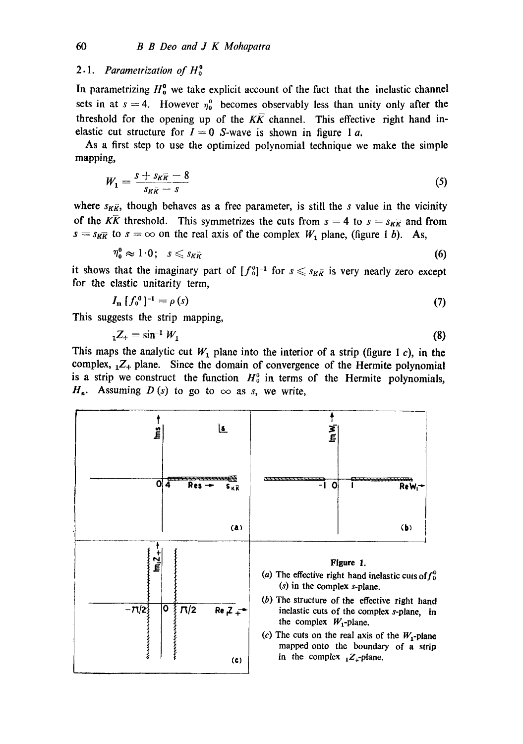### 2.1. *Parametrization of* $H_0^0$

In parametrizing $H_0^0$ we take explicit account of the fact that the inelastic channel sets in at $s = 4$. However $\eta_0^0$ becomes observably less than unity only after the threshold for the opening up of the $K\bar{K}$ channel. This effective right hand inelastic cut structure for $I = 0$ $S$-wave is shown in figure 1 *a*.

As a first step to use the optimized polynomial technique we make the simple mapping,

$$W_1 = \frac{s + s_{K\bar{K}} - 8}{s_{K\bar{K}} - s} \tag{5}$$

where $s_{K\bar{K}}$, though behaves as a free parameter, is still the $s$ value in the vicinity of the $K\bar{K}$ threshold. This symmetrizes the cuts from $s = 4$ to $s = s_{K\bar{K}}$ and from $s = s_{K\bar{K}}$ to $s = \infty$ on the real axis of the complex $W_1$ plane, (figure 1 *b*). As,

$$\eta_0^0 \approx 1{\cdot}0; \quad s \leqslant s_{K\bar{K}} \tag{6}$$

it shows that the imaginary part of $[f_0^0]^{-1}$ for $s \leqslant s_{K\bar{K}}$ is very nearly zero except for the elastic unitarity term,

$$I_m\,[f_0^0]^{-1} = \rho(s) \tag{7}$$

This suggests the strip mapping,

$${}_1Z_+ = \sin^{-1} W_1 \tag{8}$$

This maps the analytic cut $W_1$ plane into the interior of a strip (figure 1 *c*), in the complex, ${}_1Z_+$ plane. Since the domain of convergence of the Hermite polynomial is a strip we construct the function $H_0^0$ in terms of the Hermite polynomials, $H_n$. Assuming $D(s)$ to go to $\infty$ as $s$, we write,

**Figure 1.**
(*a*) The effective right hand inelastic cuts of $f_0^0$ $(s)$ in the complex $s$-plane.
(*b*) The structure of the effective right hand inelastic cuts of the complex $s$-plane, in the complex $W_1$-plane.
(*c*) The cuts on the real axis of the $W_1$-plane mapped onto the boundary of a strip in the complex ${}_1Z_+$-plane.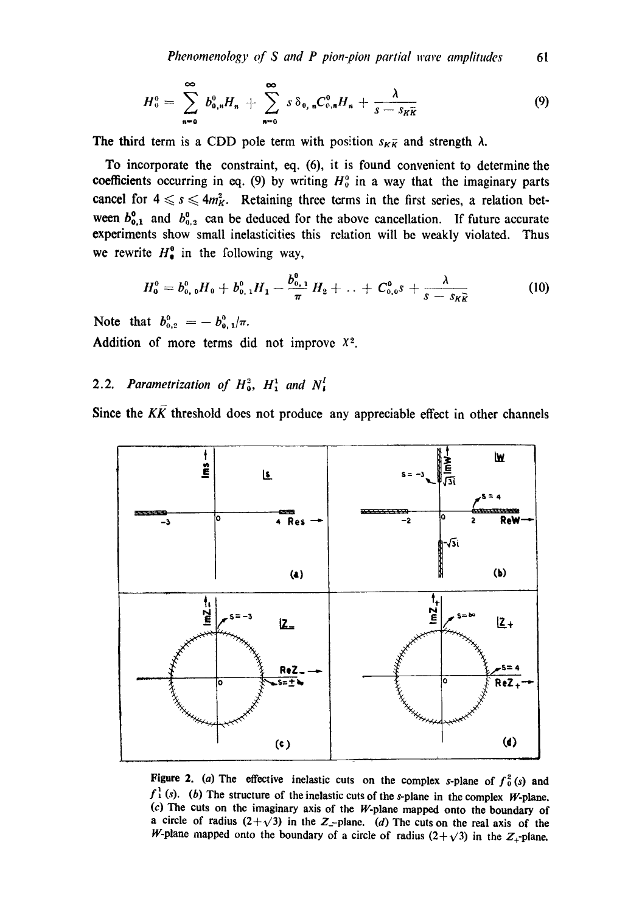$$H_0^0 = \sum_{n=0}^{\infty} b_{0,n}^0 H_n + \sum_{n=0}^{\infty} s\, \delta_{0,n} C_{0,n}^0 H_n + \frac{\lambda}{s - s_{K\bar{K}}} \tag{9}$$

The third term is a CDD pole term with position $s_{K\bar{K}}$ and strength $\lambda$.

To incorporate the constraint, eq. (6), it is found convenient to determine the coefficients occurring in eq. (9) by writing $H_0^0$ in a way that the imaginary parts cancel for $4 \leqslant s \leqslant 4m_K^2$. Retaining three terms in the first series, a relation between $b_{0,1}^0$ and $b_{0,2}^0$ can be deduced for the above cancellation. If future accurate experiments show small inelasticities this relation will be weakly violated. Thus we rewrite $H_0^0$ in the following way,

$$H_0^0 = b_{0,0}^0 H_0 + b_{0,1}^0 H_1 - \frac{b_{0,1}^0}{\pi} H_2 + \ldots + C_{0,0}^0 s + \frac{\lambda}{s - s_{K\bar{K}}} \tag{10}$$

Note that $b_{0,2}^0 = -b_{0,1}^0/\pi$.

Addition of more terms did not improve $\chi^2$.

## 2.2. *Parametrization of $H_0^2$, $H_1^1$ and $N_l^I$*

Since the $K\bar{K}$ threshold does not produce any appreciable effect in other channels

Figure 2. (*a*) The effective inelastic cuts on the complex $s$-plane of $f_0^2(s)$ and $f_1^1(s)$. (*b*) The structure of the inelastic cuts of the $s$-plane in the complex $W$-plane. (*c*) The cuts on the imaginary axis of the $W$-plane mapped onto the boundary of a circle of radius $(2+\sqrt{3})$ in the $Z_-$-plane. (*d*) The cuts on the real axis of the $W$-plane mapped onto the boundary of a circle of radius $(2+\sqrt{3})$ in the $Z_+$-plane.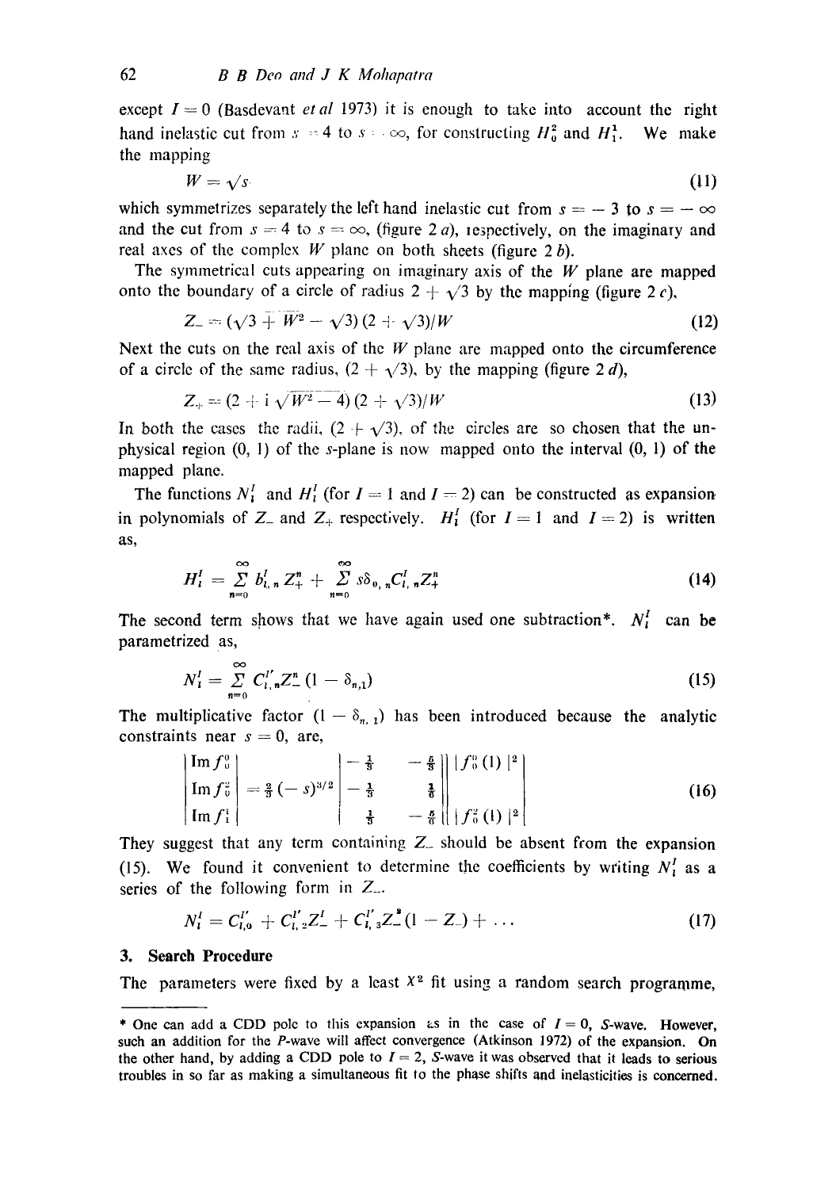except $I = 0$ (Basdevant *et al* 1973) it is enough to take into account the right hand inelastic cut from $s = 4$ to $s = \infty$, for constructing $H_0^2$ and $H_1^1$. We make the mapping

$$W = \sqrt{s} \tag{11}$$

which symmetrizes separately the left hand inelastic cut from $s = -3$ to $s = -\infty$ and the cut from $s = 4$ to $s = \infty$, (figure 2 *a*), respectively, on the imaginary and real axes of the complex $W$ plane on both sheets (figure 2 *b*).

The symmetrical cuts appearing on imaginary axis of the $W$ plane are mapped onto the boundary of a circle of radius $2 + \sqrt{3}$ by the mapping (figure 2 *c*),

$$Z_- = (\sqrt{3 + W^2} - \sqrt{3})(2 + \sqrt{3})/W \tag{12}$$

Next the cuts on the real axis of the $W$ plane are mapped onto the circumference of a circle of the same radius, $(2 + \sqrt{3})$, by the mapping (figure 2 *d*),

$$Z_+ = (2 + i\sqrt{W^2 - 4})(2 + \sqrt{3})/W \tag{13}$$

In both the cases the radii, $(2 + \sqrt{3})$, of the circles are so chosen that the unphysical region $(0, 1)$ of the $s$-plane is now mapped onto the interval $(0, 1)$ of the mapped plane.

The functions $N_l^I$ and $H_l^I$ (for $I = 1$ and $I = 2$) can be constructed as expansion in polynomials of $Z_-$ and $Z_+$ respectively. $H_l^I$ (for $I = 1$ and $I = 2$) is written as,

$$H_l^I = \sum_{n=0}^{\infty} b_{l,n}^I Z_+^n + \sum_{n=0}^{\infty} s\delta_{0,n} C_{l,n}^I Z_+^n \tag{14}$$

The second term shows that we have again used one subtraction*. $N_l^I$ can be parametrized as,

$$N_l^I = \sum_{n=0}^{\infty} C_{l,n}^{I'} Z_-^n (1 - \delta_{n,1}) \tag{15}$$

The multiplicative factor $(1 - \delta_{n,1})$ has been introduced because the analytic constraints near $s = 0$, are,

$$\begin{vmatrix} \operatorname{Im} f_0^0 \\ \operatorname{Im} f_0^2 \\ \operatorname{Im} f_1^1 \end{vmatrix} = \tfrac{2}{3}(-s)^{3/2} \begin{vmatrix} -\tfrac{1}{3} & -\tfrac{5}{3} \\ -\tfrac{1}{3} & \tfrac{1}{6} \\ \tfrac{1}{3} & -\tfrac{5}{6} \end{vmatrix} \begin{vmatrix} |f_0^0(1)|^2 \\ \\ |f_0^2(1)|^2 \end{vmatrix} \tag{16}$$

They suggest that any term containing $Z_-$ should be absent from the expansion (15). We found it convenient to determine the coefficients by writing $N_l^I$ as a series of the following form in $Z_-$.

$$N_l^I = C_{l,0}^{I'} + C_{l,2}^{I'} Z_-^2 + C_{l,3}^{I'} Z_-^2 (1 - Z_-) + \ldots \tag{17}$$

## 3. Search Procedure

The parameters were fixed by a least $\chi^2$ fit using a random search programme,

---

\* One can add a CDD pole to this expansion as in the case of $I = 0$, $S$-wave. However, such an addition for the $P$-wave will affect convergence (Atkinson 1972) of the expansion. On the other hand, by adding a CDD pole to $I = 2$, $S$-wave it was observed that it leads to serious troubles in so far as making a simultaneous fit to the phase shifts and inelasticities is concerned.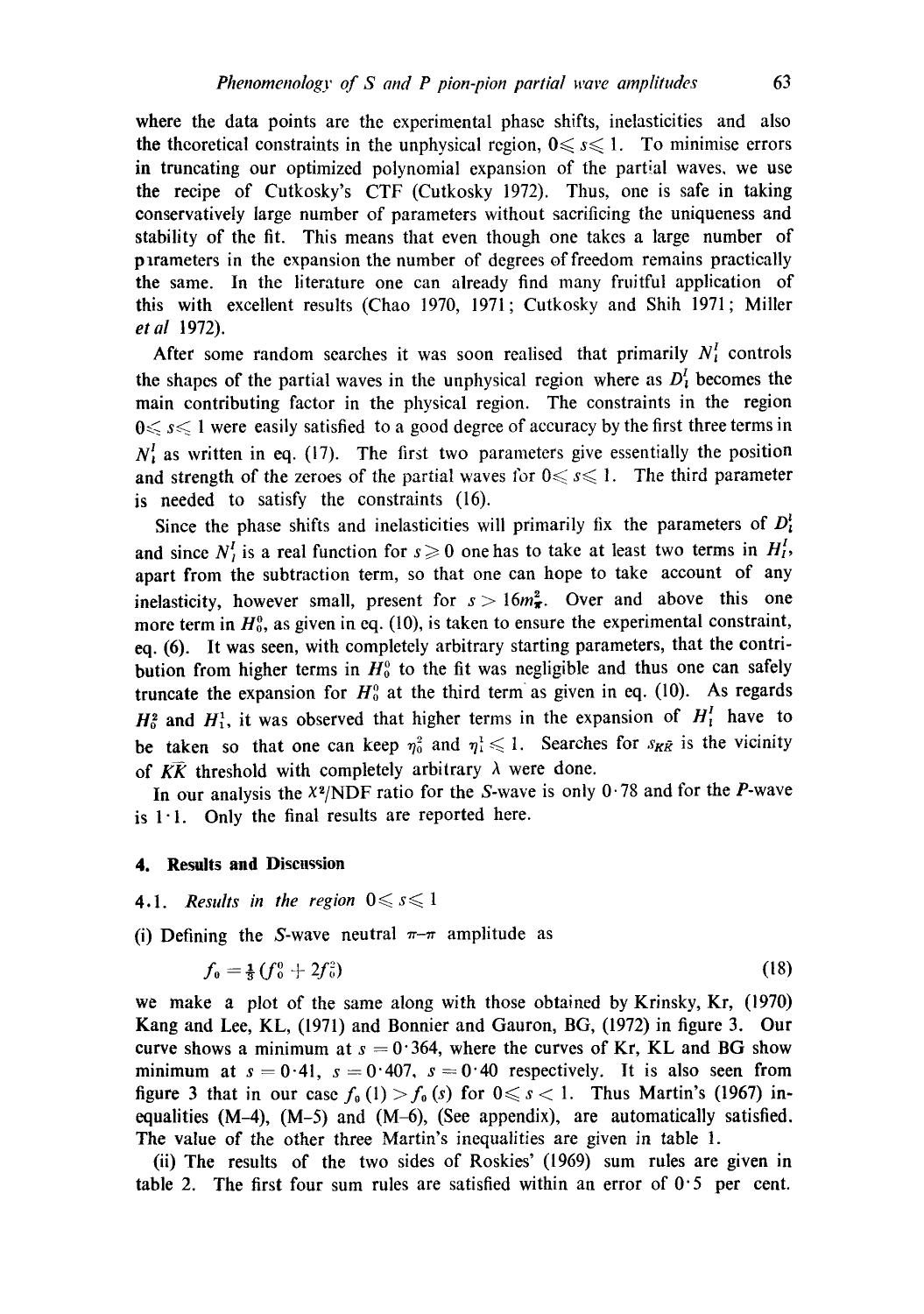where the data points are the experimental phase shifts, inelasticities and also the theoretical constraints in the unphysical region, $0 \leqslant s \leqslant 1$. To minimise errors in truncating our optimized polynomial expansion of the partial waves, we use the recipe of Cutkosky's CTF (Cutkosky 1972). Thus, one is safe in taking conservatively large number of parameters without sacrificing the uniqueness and stability of the fit. This means that even though one takes a large number of parameters in the expansion the number of degrees of freedom remains practically the same. In the literature one can already find many fruitful application of this with excellent results (Chao 1970, 1971; Cutkosky and Shih 1971; Miller *et al* 1972).

After some random searches it was soon realised that primarily $N_l^I$ controls the shapes of the partial waves in the unphysical region where as $D_l^I$ becomes the main contributing factor in the physical region. The constraints in the region $0 \leqslant s \leqslant 1$ were easily satisfied to a good degree of accuracy by the first three terms in $N_l^I$ as written in eq. (17). The first two parameters give essentially the position and strength of the zeroes of the partial waves for $0 \leqslant s \leqslant 1$. The third parameter is needed to satisfy the constraints (16).

Since the phase shifts and inelasticities will primarily fix the parameters of $D_l^I$ and since $N_l^I$ is a real function for $s \geqslant 0$ one has to take at least two terms in $H_l^I$, apart from the subtraction term, so that one can hope to take account of any inelasticity, however small, present for $s > 16m_\pi^2$. Over and above this one more term in $H_0^0$, as given in eq. (10), is taken to ensure the experimental constraint, eq. (6). It was seen, with completely arbitrary starting parameters, that the contribution from higher terms in $H_0^0$ to the fit was negligible and thus one can safely truncate the expansion for $H_0^0$ at the third term as given in eq. (10). As regards $H_0^2$ and $H_1^1$, it was observed that higher terms in the expansion of $H_l^I$ have to be taken so that one can keep $\eta_0^2$ and $\eta_1^1 \leqslant 1$. Searches for $s_{K\bar{K}}$ is the vicinity of $K\bar{K}$ threshold with completely arbitrary $\lambda$ were done.

In our analysis the $\chi^2$/NDF ratio for the $S$-wave is only 0·78 and for the $P$-wave is 1·1. Only the final results are reported here.

## 4. Results and Discussion

### 4.1. *Results in the region* $0 \leqslant s \leqslant 1$

(i) Defining the $S$-wave neutral $\pi$–$\pi$ amplitude as

$$f_0 = \tfrac{1}{3}(f_0^0 + 2f_0^2) \tag{18}$$

we make a plot of the same along with those obtained by Krinsky, Kr, (1970) Kang and Lee, KL, (1971) and Bonnier and Gauron, BG, (1972) in figure 3. Our curve shows a minimum at $s = 0{\cdot}364$, where the curves of Kr, KL and BG show minimum at $s = 0{\cdot}41$, $s = 0{\cdot}407$, $s = 0{\cdot}40$ respectively. It is also seen from figure 3 that in our case $f_0(1) > f_0(s)$ for $0 \leqslant s < 1$. Thus Martin's (1967) inequalities (M–4), (M–5) and (M–6), (See appendix), are automatically satisfied. The value of the other three Martin's inequalities are given in table 1.

(ii) The results of the two sides of Roskies' (1969) sum rules are given in table 2. The first four sum rules are satisfied within an error of 0·5 per cent.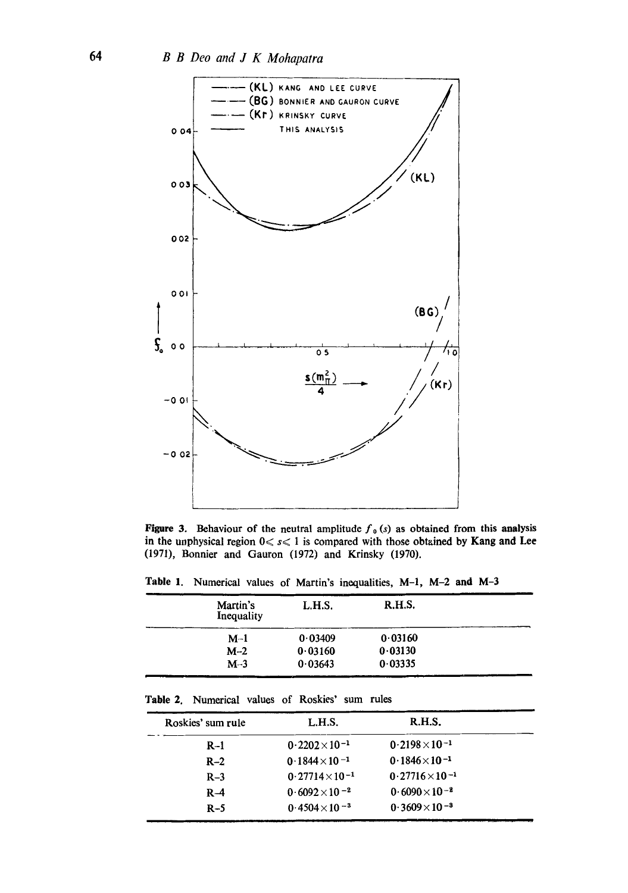Figure 3. Behaviour of the neutral amplitude $f_0(s)$ as obtained from this analysis in the unphysical region $0 \leqslant s \leqslant 1$ is compared with those obtained by Kang and Lee (1971), Bonnier and Gauron (1972) and Krinsky (1970).

Table 1. Numerical values of Martin's inequalities, M–1, M–2 and M–3

| Martin's Inequality | L.H.S. | R.H.S. |
|---|---|---|
| M–1 | 0·03409 | 0·03160 |
| M–2 | 0·03160 | 0·03130 |
| M–3 | 0·03643 | 0·03335 |

Table 2. Numerical values of Roskies' sum rules

| Roskies' sum rule | L.H.S. | R.H.S. |
|---|---|---|
| R–1 | $0{\cdot}2202 \times 10^{-1}$ | $0{\cdot}2198 \times 10^{-1}$ |
| R–2 | $0{\cdot}1844 \times 10^{-1}$ | $0{\cdot}1846 \times 10^{-1}$ |
| R–3 | $0{\cdot}27714 \times 10^{-1}$ | $0{\cdot}27716 \times 10^{-1}$ |
| R–4 | $0{\cdot}6092 \times 10^{-2}$ | $0{\cdot}6090 \times 10^{-2}$ |
| R–5 | $0{\cdot}4504 \times 10^{-3}$ | $0{\cdot}3609 \times 10^{-3}$ |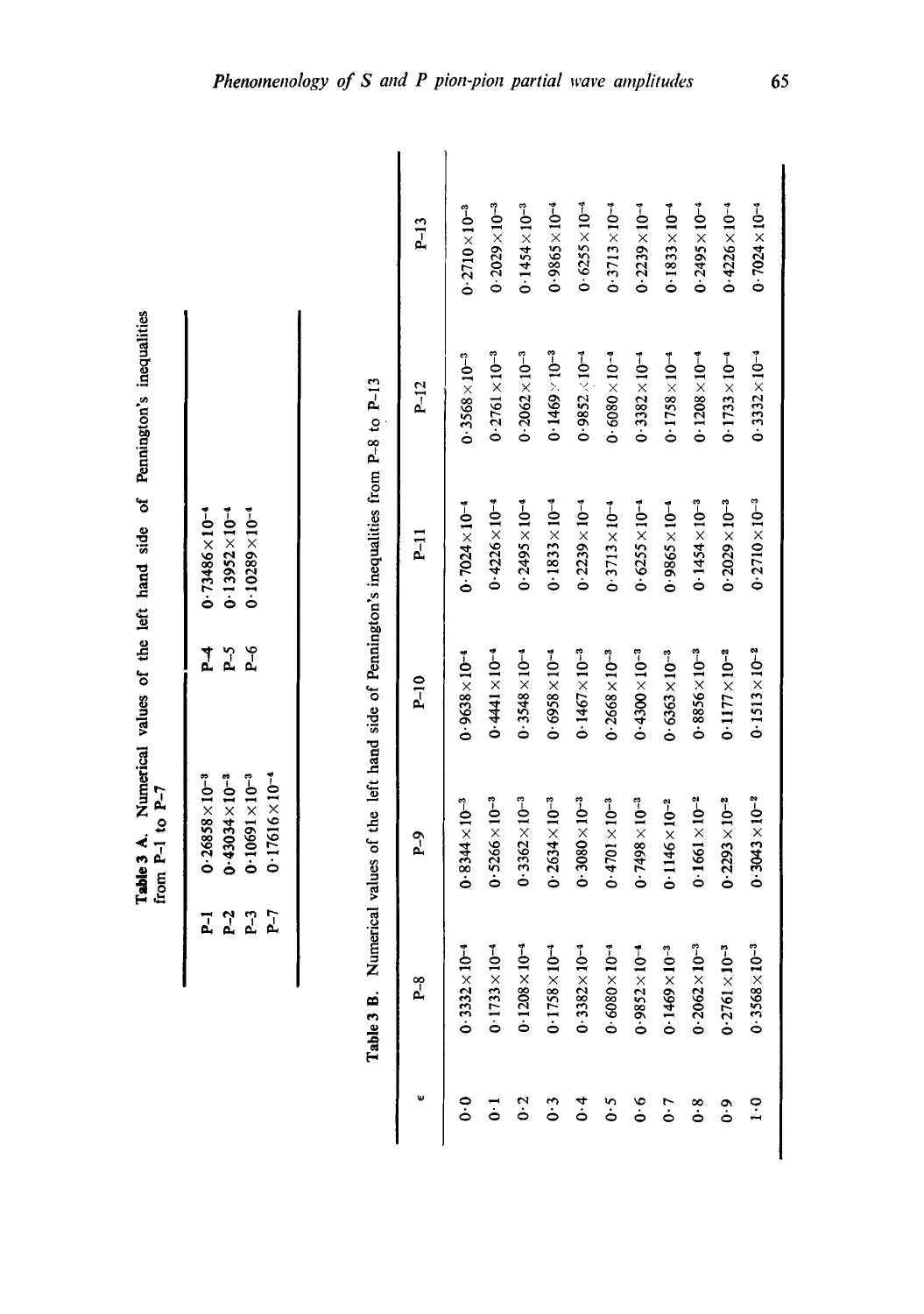**Table 3 A.** Numerical values of the left hand side of Pennington's inequalities from P-1 to P-7

| | | | |
|---|---|---|---|
| P-1 | $0.26858 \times 10^{-3}$ | P-4 | $0.73486 \times 10^{-4}$ |
| P-2 | $0.43034 \times 10^{-3}$ | P-5 | $0.13952 \times 10^{-4}$ |
| P-3 | $0.10691 \times 10^{-3}$ | P-6 | $0.10289 \times 10^{-4}$ |
| P-7 | $0.17616 \times 10^{-4}$ | | |

**Table 3 B.** Numerical values of the left hand side of Pennington's inequalities from P-8 to P-13

| $\epsilon$ | P-8 | P-9 | P-10 | P-11 | P-12 | P-13 |
|---|---|---|---|---|---|---|
| 0·0 | $0.3332 \times 10^{-4}$ | $0.8344 \times 10^{-3}$ | $0.9638 \times 10^{-4}$ | $0.7024 \times 10^{-4}$ | $0.3568 \times 10^{-3}$ | $0.2710 \times 10^{-3}$ |
| 0·1 | $0.1733 \times 10^{-4}$ | $0.5266 \times 10^{-3}$ | $0.4441 \times 10^{-4}$ | $0.4226 \times 10^{-4}$ | $0.2761 \times 10^{-3}$ | $0.2029 \times 10^{-3}$ |
| 0·2 | $0.1208 \times 10^{-4}$ | $0.3362 \times 10^{-3}$ | $0.3548 \times 10^{-4}$ | $0.2495 \times 10^{-4}$ | $0.2062 \times 10^{-3}$ | $0.1454 \times 10^{-3}$ |
| 0·3 | $0.1758 \times 10^{-4}$ | $0.2634 \times 10^{-3}$ | $0.6958 \times 10^{-4}$ | $0.1833 \times 10^{-4}$ | $0.1469 \times 10^{-3}$ | $0.9865 \times 10^{-4}$ |
| 0·4 | $0.3382 \times 10^{-4}$ | $0.3080 \times 10^{-3}$ | $0.1467 \times 10^{-3}$ | $0.2239 \times 10^{-4}$ | $0.9852 \times 10^{-4}$ | $0.6255 \times 10^{-4}$ |
| 0·5 | $0.6080 \times 10^{-4}$ | $0.4701 \times 10^{-3}$ | $0.2668 \times 10^{-3}$ | $0.3713 \times 10^{-4}$ | $0.6080 \times 10^{-4}$ | $0.3713 \times 10^{-4}$ |
| 0·6 | $0.9852 \times 10^{-4}$ | $0.7498 \times 10^{-3}$ | $0.4300 \times 10^{-3}$ | $0.6255 \times 10^{-4}$ | $0.3382 \times 10^{-4}$ | $0.2239 \times 10^{-4}$ |
| 0·7 | $0.1469 \times 10^{-3}$ | $0.1146 \times 10^{-2}$ | $0.6363 \times 10^{-3}$ | $0.9865 \times 10^{-4}$ | $0.1758 \times 10^{-4}$ | $0.1833 \times 10^{-4}$ |
| 0·8 | $0.2062 \times 10^{-3}$ | $0.1661 \times 10^{-2}$ | $0.8856 \times 10^{-3}$ | $0.1454 \times 10^{-3}$ | $0.1208 \times 10^{-4}$ | $0.2495 \times 10^{-4}$ |
| 0·9 | $0.2761 \times 10^{-3}$ | $0.2293 \times 10^{-2}$ | $0.1177 \times 10^{-2}$ | $0.2029 \times 10^{-3}$ | $0.1733 \times 10^{-4}$ | $0.4226 \times 10^{-4}$ |
| 1·0 | $0.3568 \times 10^{-3}$ | $0.3043 \times 10^{-2}$ | $0.1513 \times 10^{-2}$ | $0.2710 \times 10^{-3}$ | $0.3332 \times 10^{-4}$ | $0.7024 \times 10^{-4}$ |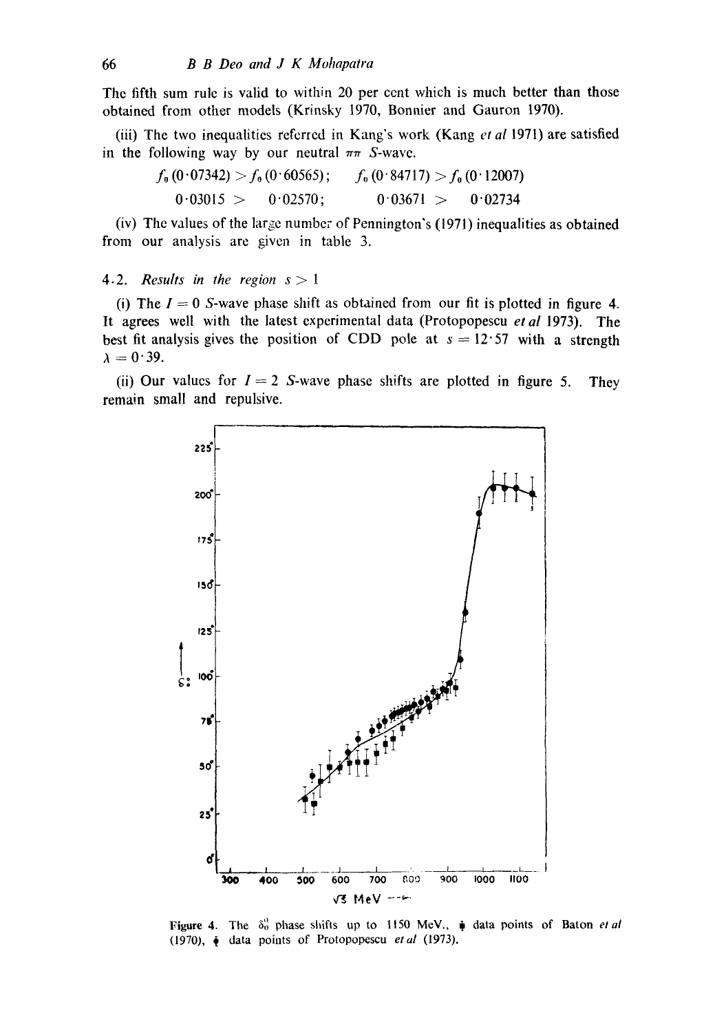The fifth sum rule is valid to within 20 per cent which is much better than those obtained from other models (Krinsky 1970, Bonnier and Gauron 1970).

(iii) The two inequalities referred in Kang's work (Kang *et al* 1971) are satisfied in the following way by our neutral $\pi\pi$ *S*-wave.

$$f_0(0{\cdot}07342) > f_0(0{\cdot}60565); \qquad f_0(0{\cdot}84717) > f_0(0{\cdot}12007)$$

$$0{\cdot}03015 > 0{\cdot}02570; \qquad 0{\cdot}03671 > 0{\cdot}02734$$

(iv) The values of the large number of Pennington's (1971) inequalities as obtained from our analysis are given in table 3.

### 4.2. *Results in the region* $s > 1$

(i) The $I = 0$ *S*-wave phase shift as obtained from our fit is plotted in figure 4. It agrees well with the latest experimental data (Protopopescu *et al* 1973). The best fit analysis gives the position of CDD pole at $s = 12{\cdot}57$ with a strength $\lambda = 0{\cdot}39$.

(ii) Our values for $I = 2$ *S*-wave phase shifts are plotted in figure 5. They remain small and repulsive.

**Figure 4.** The $\delta_0^0$ phase shifts up to 1150 MeV., data points of Baton *et al* (1970), data points of Protopopescu *et al* (1973).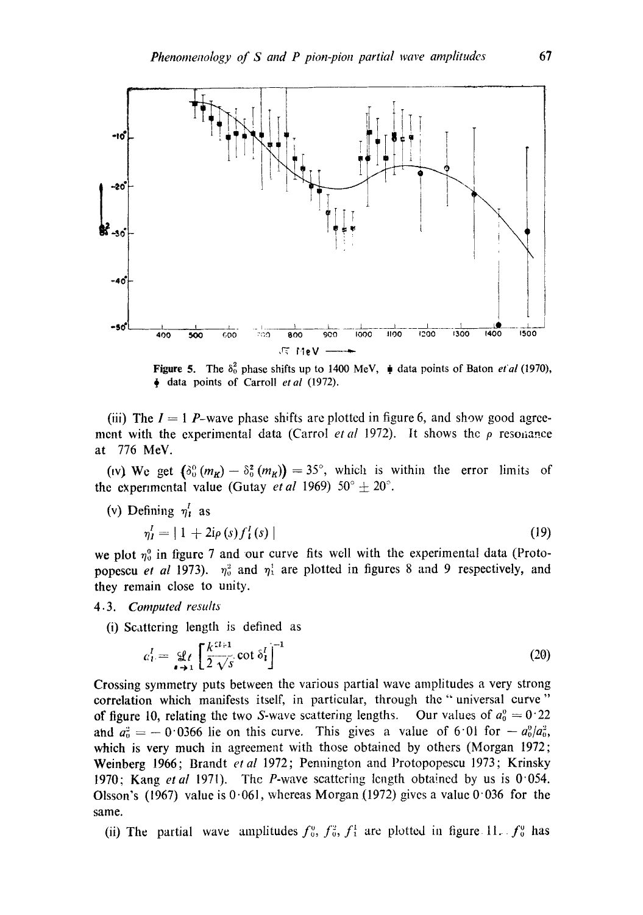Figure 5. The $\delta_0^2$ phase shifts up to 1400 MeV, ♦ data points of Baton *et al* (1970), ♦ data points of Carroll *et al* (1972).

(iii) The $I = 1$ *P*-wave phase shifts are plotted in figure 6, and show good agreement with the experimental data (Carrol *et al* 1972). It shows the $\rho$ resonance at 776 MeV.

(iv) We get $(\delta_0^0(m_K) - \delta_0^2(m_K)) = 35°$, which is within the error limits of the experimental value (Gutay *et al* 1969) $50° \pm 20°$.

(v) Defining $\eta_l^I$ as

$$\eta_l^I = | 1 + 2i\rho(s) f_l^I(s) | \tag{19}$$

we plot $\eta_0^0$ in figure 7 and our curve fits well with the experimental data (Protopopescu *et al* 1973). $\eta_0^2$ and $\eta_1^1$ are plotted in figures 8 and 9 respectively, and they remain close to unity.

### 4.3. *Computed results*

(i) Scattering length is defined as

$$a_l^I = \mathcal{L}t_{s \to 1} \left[ \frac{k^{2l+1}}{2\sqrt{s}} \cot \delta_l^I \right]^{-1} \tag{20}$$

Crossing symmetry puts between the various partial wave amplitudes a very strong correlation which manifests itself, in particular, through the "universal curve" of figure 10, relating the two *S*-wave scattering lengths. Our values of $a_0^0 = 0{\cdot}22$ and $a_0^2 = -0{\cdot}0366$ lie on this curve. This gives a value of 6·01 for $-a_0^0/a_0^2$, which is very much in agreement with those obtained by others (Morgan 1972; Weinberg 1966; Brandt *et al* 1972; Pennington and Protopopescu 1973; Krinsky 1970; Kang *et al* 1971). The *P*-wave scattering length obtained by us is 0·054. Olsson's (1967) value is 0·061, whereas Morgan (1972) gives a value 0·036 for the same.

(ii) The partial wave amplitudes $f_0^0$, $f_0^2$, $f_1^1$ are plotted in figure 11. $f_0^0$ has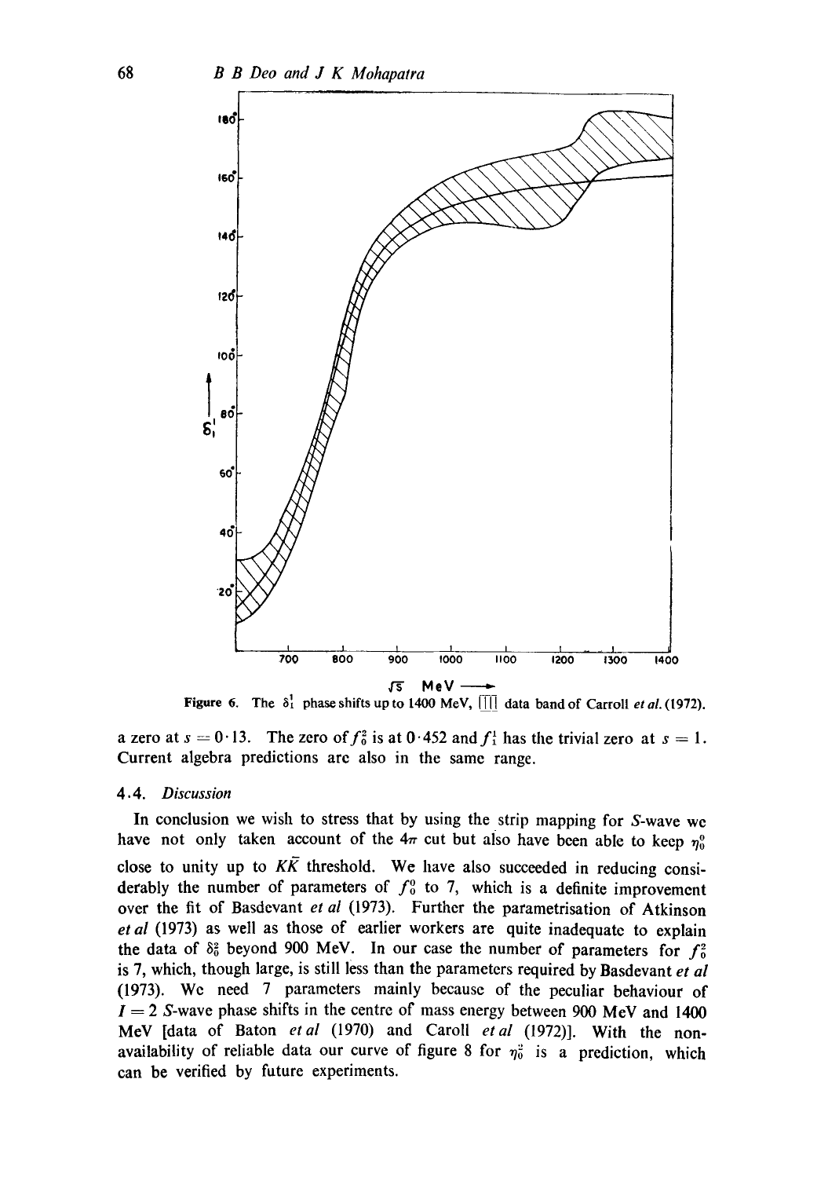Figure 6. The $\delta_1^1$ phase shifts up to 1400 MeV, |||| data band of Carroll *et al.* (1972).

a zero at $s = 0{\cdot}13$. The zero of $f_0^2$ is at $0{\cdot}452$ and $f_1^1$ has the trivial zero at $s = 1$. Current algebra predictions are also in the same range.

### 4.4. *Discussion*

In conclusion we wish to stress that by using the strip mapping for *S*-wave we have not only taken account of the $4\pi$ cut but also have been able to keep $\eta_0^0$ close to unity up to $K\bar{K}$ threshold. We have also succeeded in reducing considerably the number of parameters of $f_0^0$ to 7, which is a definite improvement over the fit of Basdevant *et al* (1973). Further the parametrisation of Atkinson *et al* (1973) as well as those of earlier workers are quite inadequate to explain the data of $\delta_0^2$ beyond 900 MeV. In our case the number of parameters for $f_0^2$ is 7, which, though large, is still less than the parameters required by Basdevant *et al* (1973). We need 7 parameters mainly because of the peculiar behaviour of $I = 2$ *S*-wave phase shifts in the centre of mass energy between 900 MeV and 1400 MeV [data of Baton *et al* (1970) and Caroll *et al* (1972)]. With the non-availability of reliable data our curve of figure 8 for $\eta_0^2$ is a prediction, which can be verified by future experiments.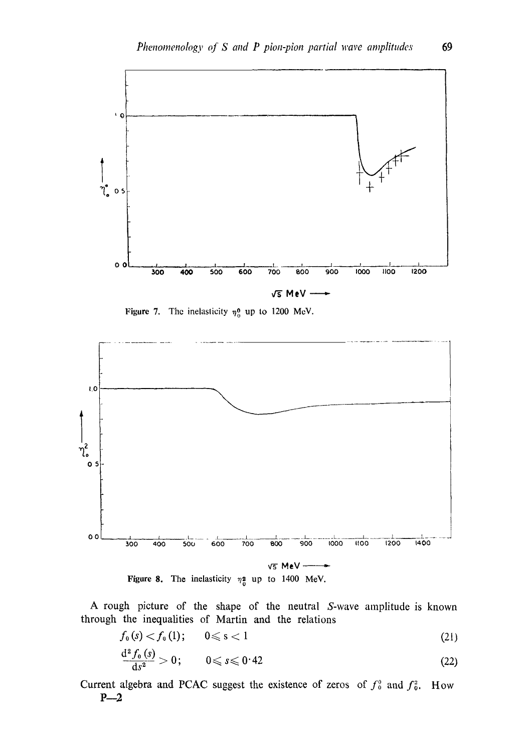Figure 7. The inelasticity $\eta_0^0$ up to 1200 MeV.

Figure 8. The inelasticity $\eta_0^2$ up to 1400 MeV.

A rough picture of the shape of the neutral $S$-wave amplitude is known through the inequalities of Martin and the relations

$$f_0(s) < f_0(1); \quad 0 \leqslant s < 1 \tag{21}$$

$$\frac{d^2 f_0(s)}{ds^2} > 0; \quad 0 \leqslant s \leqslant 0 \cdot 42 \tag{22}$$

Current algebra and PCAC suggest the existence of zeros of $f_0^0$ and $f_0^2$. How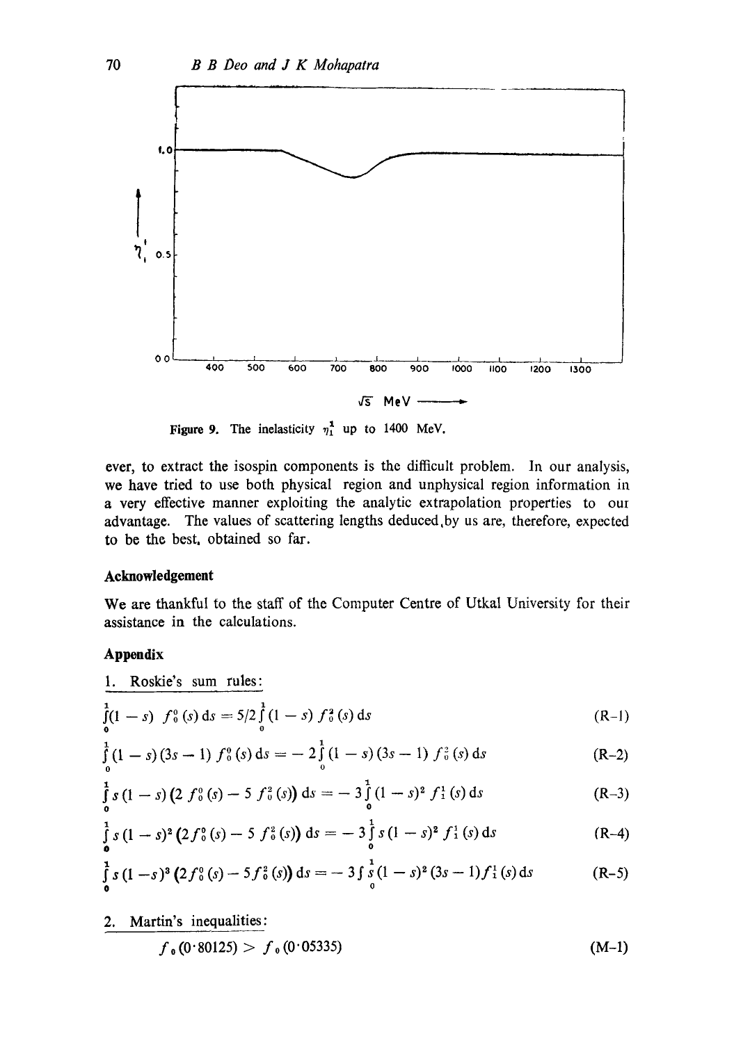Figure 9. The inelasticity $\eta_1^1$ up to 1400 MeV.

ever, to extract the isospin components is the difficult problem. In our analysis, we have tried to use both physical region and unphysical region information in a very effective manner exploiting the analytic extrapolation properties to our advantage. The values of scattering lengths deduced by us are, therefore, expected to be the best obtained so far.

## Acknowledgement

We are thankful to the staff of the Computer Centre of Utkal University for their assistance in the calculations.

## Appendix

1. Roskie's sum rules:

$$\int_0^1 (1-s)\, f_0^0(s)\, \mathrm{d}s = 5/2 \int_0^1 (1-s)\, f_0^2(s)\, \mathrm{d}s \tag{R-1}$$

$$\int_0^1 (1-s)(3s-1)\, f_0^0(s)\, \mathrm{d}s = -2 \int_0^1 (1-s)(3s-1)\, f_0^2(s)\, \mathrm{d}s \tag{R-2}$$

$$\int_0^1 s(1-s)\left(2 f_0^0(s) - 5 f_0^2(s)\right) \mathrm{d}s = -3 \int_0^1 (1-s)^2 f_1^1(s)\, \mathrm{d}s \tag{R-3}$$

$$\int_0^1 s(1-s)^2\left(2 f_0^0(s) - 5 f_0^2(s)\right) \mathrm{d}s = -3 \int_0^1 s(1-s)^2 f_1^1(s)\, \mathrm{d}s \tag{R-4}$$

$$\int_0^1 s(1-s)^3\left(2 f_0^0(s) - 5 f_0^2(s)\right) \mathrm{d}s = -3 \int_0^1 s(1-s)^2 (3s-1) f_1^1(s)\, \mathrm{d}s \tag{R-5}$$

2. Martin's inequalities:

$$f_0(0{\cdot}80125) > f_0(0{\cdot}05335) \tag{M-1}$$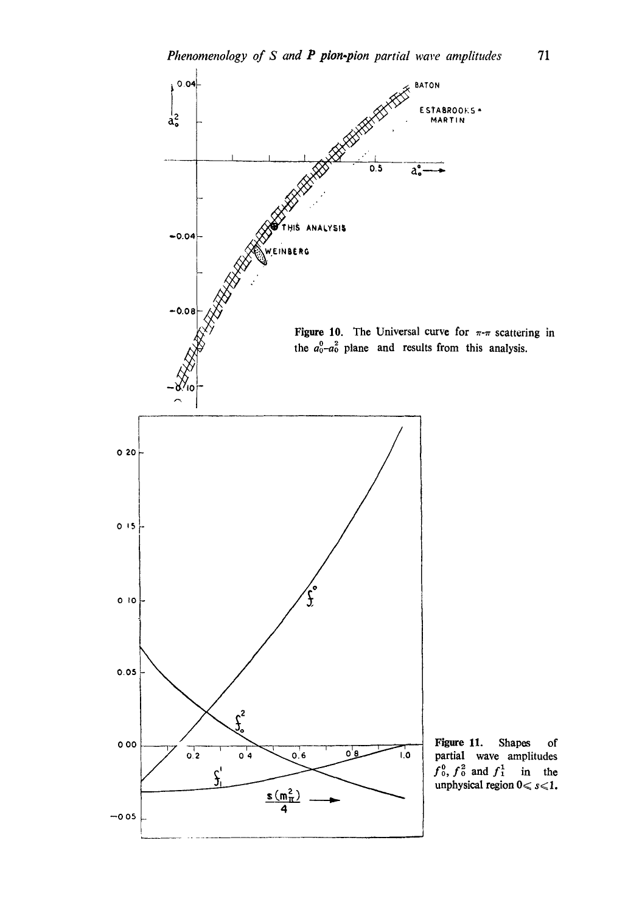Figure 10. The Universal curve for $\pi$-$\pi$ scattering in the $a_0^0$-$a_0^2$ plane and results from this analysis.

Figure 11. Shapes of partial wave amplitudes $f_0^0$, $f_0^2$ and $f_1^1$ in the unphysical region $0 \leqslant s \leqslant 1$.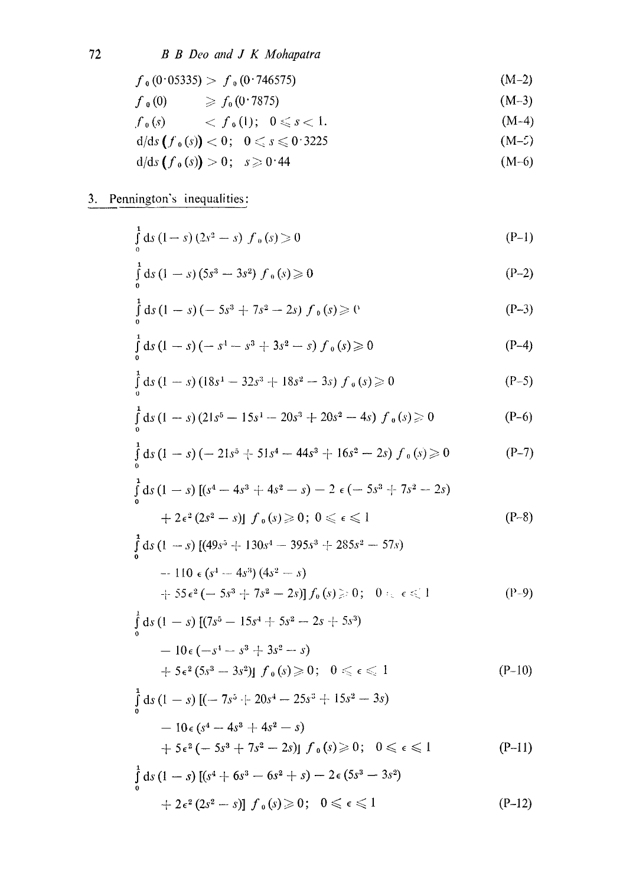$$f_0(0{\cdot}05335) > f_0(0{\cdot}746575) \tag{M-2}$$

$$f_0(0) \geqslant f_0(0{\cdot}7875) \tag{M-3}$$

$$f_0(s) < f_0(1);\quad 0 \leqslant s < 1. \tag{M-4}$$

$$\mathrm{d}/\mathrm{d}s\,(f_0(s)) < 0;\quad 0 \leqslant s \leqslant 0{\cdot}3225 \tag{M-5}$$

$$\mathrm{d}/\mathrm{d}s\,(f_0(s)) > 0;\quad s \geqslant 0{\cdot}44 \tag{M-6}$$

3. Pennington's inequalities:

$$\int_0^1 \mathrm{d}s\,(1-s)(2s^2-s)\,f_0(s) > 0 \tag{P-1}$$

$$\int_0^1 \mathrm{d}s\,(1-s)(5s^3-3s^2)\,f_0(s) \geqslant 0 \tag{P-2}$$

$$\int_0^1 \mathrm{d}s\,(1-s)(-5s^3+7s^2-2s)\,f_0(s) \geqslant 0 \tag{P-3}$$

$$\int_0^1 \mathrm{d}s\,(1-s)(-s^4-s^3+3s^2-s)\,f_0(s) \geqslant 0 \tag{P-4}$$

$$\int_0^1 \mathrm{d}s\,(1-s)(18s^4-32s^3+18s^2-3s)\,f_0(s) \geqslant 0 \tag{P-5}$$

$$\int_0^1 \mathrm{d}s\,(1-s)(21s^5-15s^4-20s^3+20s^2-4s)\,f_0(s) \geqslant 0 \tag{P-6}$$

$$\int_0^1 \mathrm{d}s\,(1-s)(-21s^5+51s^4-44s^3+16s^2-2s)\,f_0(s) \geqslant 0 \tag{P-7}$$

$$\int_0^1 \mathrm{d}s\,(1-s)\,[(s^4-4s^3+4s^2-s)-2\epsilon(-5s^3+7s^2-2s) + 2\epsilon^2(2s^2-s)]\,f_0(s) \geqslant 0;\quad 0 \leqslant \epsilon \leqslant 1 \tag{P-8}$$

$$\int_0^1 \mathrm{d}s\,(1-s)\,[(49s^5+130s^4-395s^3+285s^2-57s) - 110\,\epsilon\,(s^4-4s^3)(4s^2-s) + 55\epsilon^2(-5s^3+7s^2-2s)]\,f_0(s) \geqslant 0;\quad 0 \leqslant \epsilon \leqslant 1 \tag{P-9}$$

$$\int_0^1 \mathrm{d}s\,(1-s)\,[(7s^5-15s^4+5s^2-2s+5s^3) - 10\epsilon(-s^4-s^3+3s^2-s) + 5\epsilon^2(5s^3-3s^2)]\,f_0(s) \geqslant 0;\quad 0 \leqslant \epsilon \leqslant 1 \tag{P-10}$$

$$\int_0^1 \mathrm{d}s\,(1-s)\,[(-7s^5+20s^4-25s^3+15s^2-3s) - 10\epsilon(s^4-4s^3+4s^2-s) + 5\epsilon^2(-5s^3+7s^2-2s)]\,f_0(s) \geqslant 0;\quad 0 \leqslant \epsilon \leqslant 1 \tag{P-11}$$

$$\int_0^1 \mathrm{d}s\,(1-s)\,[(s^4+6s^3-6s^2+s)-2\epsilon(5s^3-3s^2) + 2\epsilon^2(2s^2-s)]\,f_0(s) \geqslant 0;\quad 0 \leqslant \epsilon \leqslant 1 \tag{P-12}$$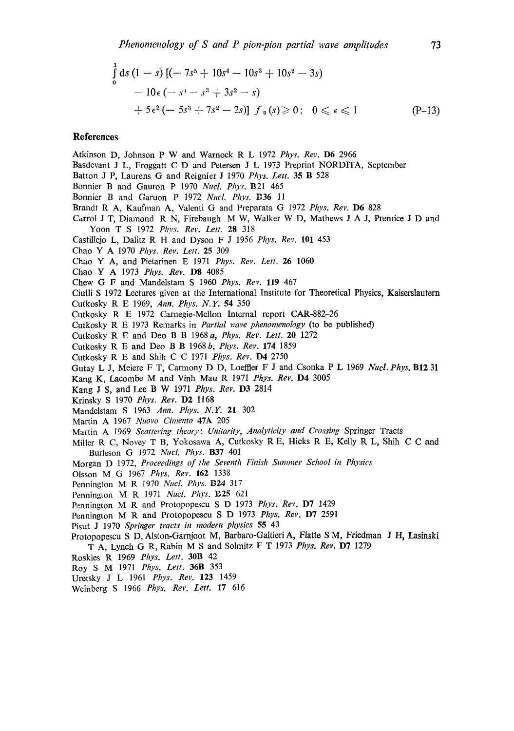$$\int_0^1 ds\,(1-s)\,[(-7s^5+10s^4-10s^3+10s^2-3s) - 10\epsilon\,(-s^4-s^3+3s^2-s) + 5\epsilon^2\,(-5s^3+7s^2-2s)]\; f_0(s) \geqslant 0;\quad 0 \leqslant \epsilon \leqslant 1 \qquad \text{(P–13)}$$

## References

Atkinson D, Johnson P W and Warnock R L 1972 *Phys. Rev.* **D6** 2966

Basdevant J L, Froggatt C D and Petersen J L 1973 Preprint NORDITA, September

Batton J P, Laurens G and Reignier J 1970 *Phys. Lett.* **35 B** 528

Bonnier B and Gauron P 1970 *Nucl. Phys.* **B21** 465

Bonnier B and Garuon P 1972 *Nucl. Phys.* **B36** 11

Brandt R A, Kaufman A, Valenti G and Preparata G 1972 *Phys. Rev.* **D6** 828

Carrol J T, Diamond R N, Firebaugh M W, Walker W D, Mathews J A J, Prentice J D and Yoon T S 1972 *Phys. Rev. Lett.* **28** 318

Castillejo L, Dalitz R H and Dyson F J 1956 *Phys. Rev.* **101** 453

Chao Y A 1970 *Phys. Rev. Lett.* **25** 309

Chao Y A, and Pietarinen E 1971 *Phys. Rev. Lett.* **26** 1060

Chao Y A 1973 *Phys. Rev.* **D8** 4085

Chew G F and Mandelstam S 1960 *Phys. Rev.* **119** 467

Ciulli S 1972 Lectures given at the International Institute for Theoretical Physics, Kaiserslautern

Cutkosky R E 1969, *Ann. Phys. N.Y.* **54** 350

Cutkosky R E 1972 Carnegie-Mellon Internal report CAR-882-26

Cutkosky R E 1973 Remarks in *Partial wave phenomenology* (to be published)

Cutkosky R E and Deo B B 1968*a*, *Phys. Rev. Lett.* **20** 1272

Cutkosky R E and Deo B B 1968*b*, *Phys. Rev.* **174** 1859

Cutkosky R E and Shih C C 1971 *Phys. Rev.* **D4** 2750

Gutay L J, Meiere F T, Carmony D D, Loeffler F J and Csonka P L 1969 *Nucl. Phys.* **B12** 31

Kang K, Lacombe M and Vinh Mau R 1971 *Phys. Rev.* **D4** 3005

Kang J S, and Lee B W 1971 *Phys. Rev.* **D3** 2814

Krinsky S 1970 *Phys. Rev.* **D2** 1168

Mandelstam S 1963 *Ann. Phys. N.Y.* **21** 302

Martin A 1967 *Nuovo Cimento* **47A** 205

Martin A 1969 *Scattering theory: Unitarity, Analyticity and Crossing* Springer Tracts

Miller R C, Novey T B, Yokosawa A, Cutkosky R E, Hicks R E, Kelly R L, Shih C C and Burleson G 1972 *Nucl. Phys.* **B37** 401

Morgan D 1972, *Proceedings of the Seventh Finish Summer School in Physics*

Olsson M G 1967 *Phys. Rev.* **162** 1338

Pennington M R 1970 *Nucl. Phys.* **B24** 317

Pennington M R 1971 *Nucl. Phys.* **B25** 621

Pennington M R and Protopopescu S D 1973 *Phys. Rev.* **D7** 1429

Pennington M R and Protopopescu S D 1973 *Phys. Rev.* **D7** 2591

Pisut J 1970 *Springer tracts in modern physics* **55** 43

Protopopescu S D, Alston-Garnjoot M, Barbaro-Galtieri A, Flatte S M, Friedman J H, Lasinski T A, Lynch G R, Rabin M S and Solmitz F T 1973 *Phys. Rev.* **D7** 1279

Roskies R 1969 *Phys. Lett.* **30B** 42

Roy S M 1971 *Phys. Lett.* **36B** 353

Uretsky J L 1961 *Phys. Rev.* **123** 1459

Weinberg S 1966 *Phys. Rev. Lett.* **17** 616